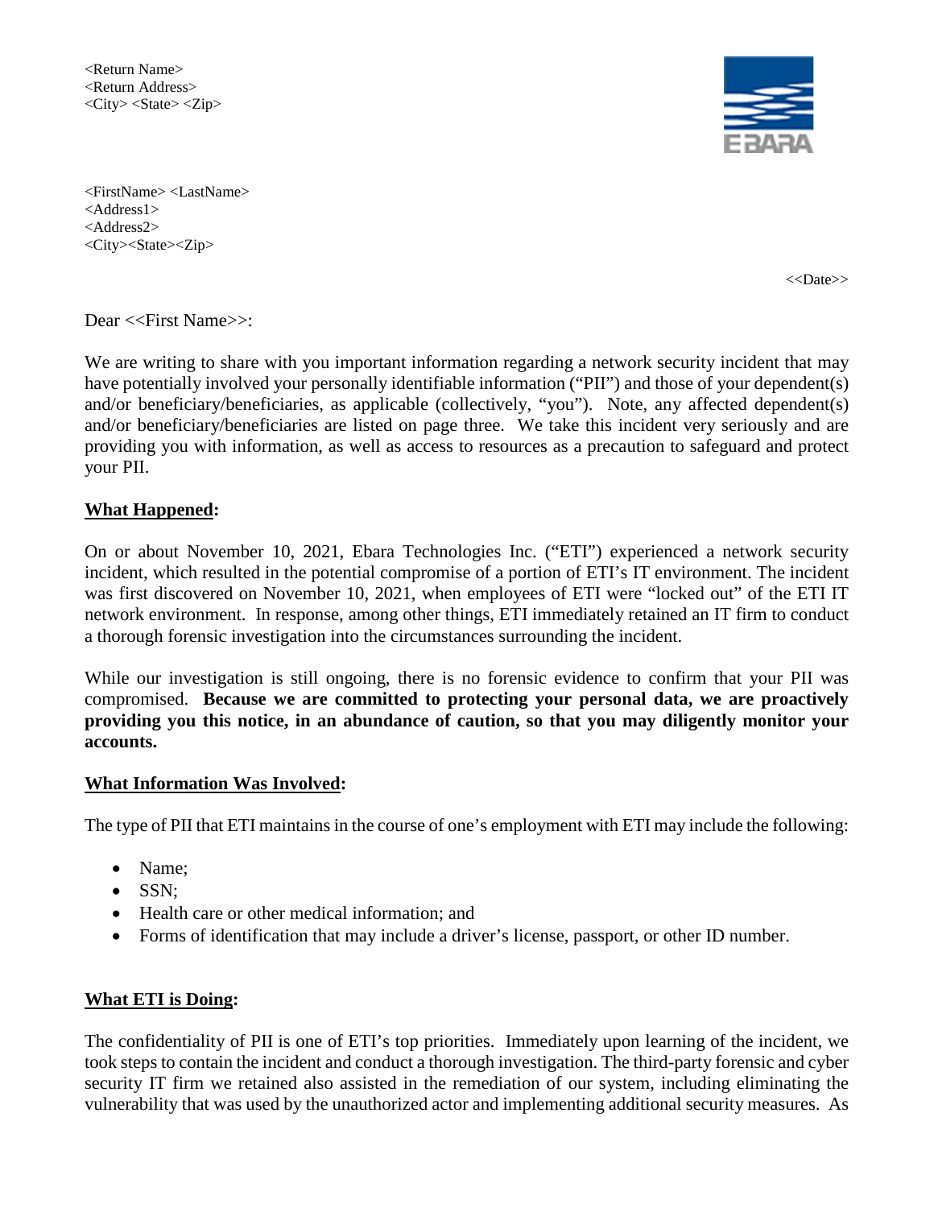<Return Name>
<Return Address>
<City> <State> <Zip>

<FirstName> <LastName>
<Address1>
<Address2>
<City><State><Zip>

<<Date>>

Dear <<First Name>>:

We are writing to share with you important information regarding a network security incident that may have potentially involved your personally identifiable information ("PII") and those of your dependent(s) and/or beneficiary/beneficiaries, as applicable (collectively, "you"). Note, any affected dependent(s) and/or beneficiary/beneficiaries are listed on page three. We take this incident very seriously and are providing you with information, as well as access to resources as a precaution to safeguard and protect your PII.

**What Happened:**

On or about November 10, 2021, Ebara Technologies Inc. ("ETI") experienced a network security incident, which resulted in the potential compromise of a portion of ETI's IT environment. The incident was first discovered on November 10, 2021, when employees of ETI were "locked out" of the ETI IT network environment. In response, among other things, ETI immediately retained an IT firm to conduct a thorough forensic investigation into the circumstances surrounding the incident.

While our investigation is still ongoing, there is no forensic evidence to confirm that your PII was compromised. **Because we are committed to protecting your personal data, we are proactively providing you this notice, in an abundance of caution, so that you may diligently monitor your accounts.**

**What Information Was Involved:**

The type of PII that ETI maintains in the course of one's employment with ETI may include the following:

- Name;
- SSN;
- Health care or other medical information; and
- Forms of identification that may include a driver's license, passport, or other ID number.

**What ETI is Doing:**

The confidentiality of PII is one of ETI's top priorities. Immediately upon learning of the incident, we took steps to contain the incident and conduct a thorough investigation. The third-party forensic and cyber security IT firm we retained also assisted in the remediation of our system, including eliminating the vulnerability that was used by the unauthorized actor and implementing additional security measures. As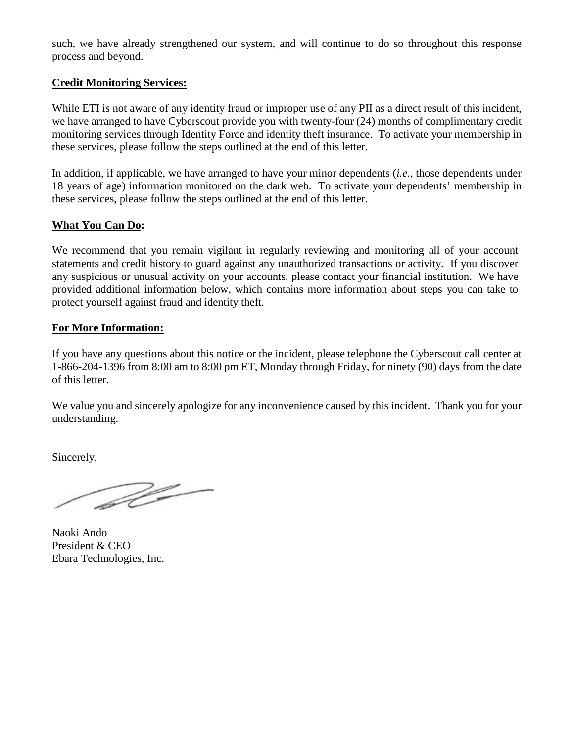such, we have already strengthened our system, and will continue to do so throughout this response process and beyond.

**Credit Monitoring Services:**

While ETI is not aware of any identity fraud or improper use of any PII as a direct result of this incident, we have arranged to have Cyberscout provide you with twenty-four (24) months of complimentary credit monitoring services through Identity Force and identity theft insurance. To activate your membership in these services, please follow the steps outlined at the end of this letter.

In addition, if applicable, we have arranged to have your minor dependents (*i.e.,* those dependents under 18 years of age) information monitored on the dark web. To activate your dependents' membership in these services, please follow the steps outlined at the end of this letter.

**What You Can Do:**

We recommend that you remain vigilant in regularly reviewing and monitoring all of your account statements and credit history to guard against any unauthorized transactions or activity. If you discover any suspicious or unusual activity on your accounts, please contact your financial institution. We have provided additional information below, which contains more information about steps you can take to protect yourself against fraud and identity theft.

**For More Information:**

If you have any questions about this notice or the incident, please telephone the Cyberscout call center at 1-866-204-1396 from 8:00 am to 8:00 pm ET, Monday through Friday, for ninety (90) days from the date of this letter.

We value you and sincerely apologize for any inconvenience caused by this incident. Thank you for your understanding.

Sincerely,

Naoki Ando
President & CEO
Ebara Technologies, Inc.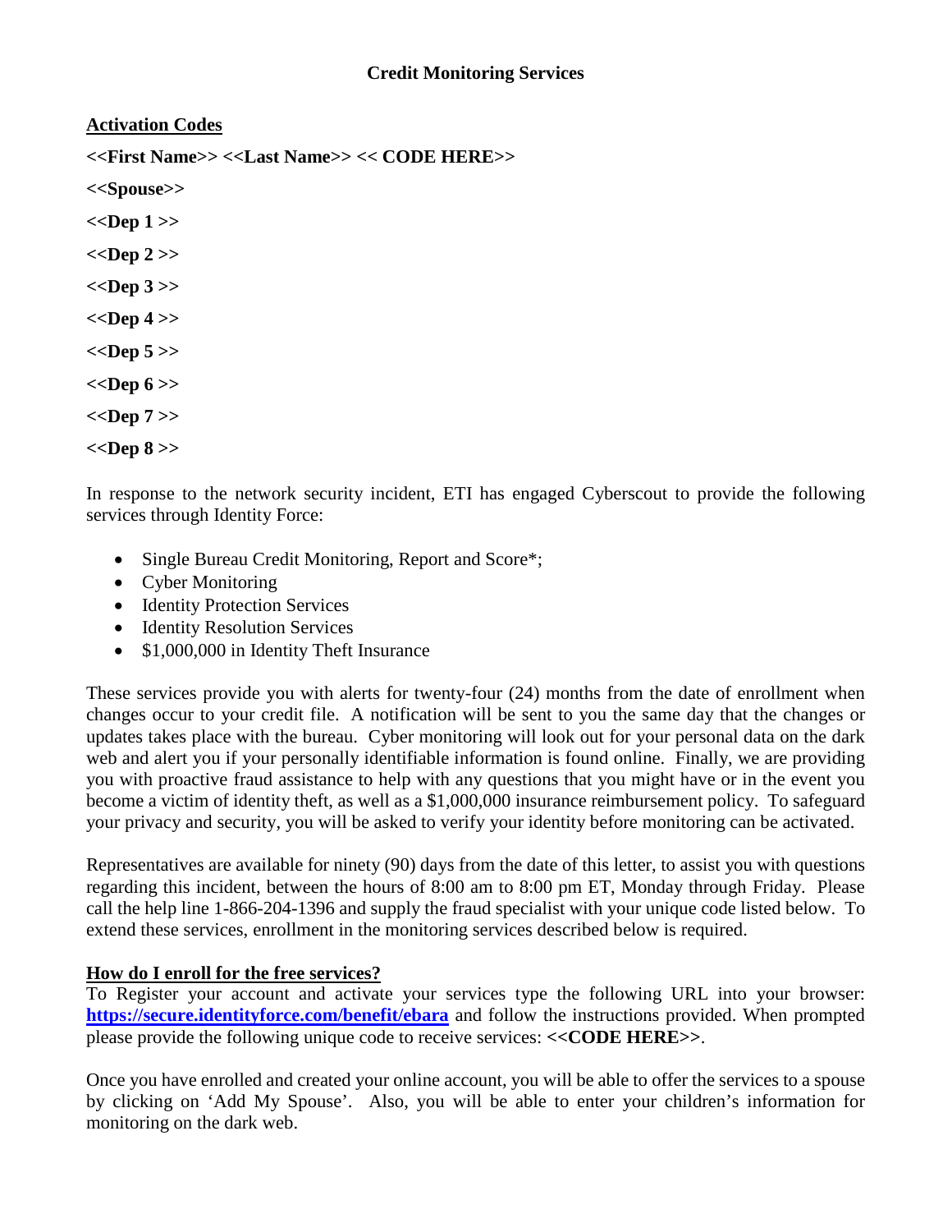**Credit Monitoring Services**

**Activation Codes**

**<<First Name>> <<Last Name>> << CODE HERE>>**

**<<Spouse>>**

**<<Dep 1 >>**

**<<Dep 2 >>**

**<<Dep 3 >>**

**<<Dep 4 >>**

**<<Dep 5 >>**

**<<Dep 6 >>**

**<<Dep 7 >>**

**<<Dep 8 >>**

In response to the network security incident, ETI has engaged Cyberscout to provide the following services through Identity Force:

- Single Bureau Credit Monitoring, Report and Score*;
- Cyber Monitoring
- Identity Protection Services
- Identity Resolution Services
- $1,000,000 in Identity Theft Insurance

These services provide you with alerts for twenty-four (24) months from the date of enrollment when changes occur to your credit file. A notification will be sent to you the same day that the changes or updates takes place with the bureau. Cyber monitoring will look out for your personal data on the dark web and alert you if your personally identifiable information is found online. Finally, we are providing you with proactive fraud assistance to help with any questions that you might have or in the event you become a victim of identity theft, as well as a $1,000,000 insurance reimbursement policy. To safeguard your privacy and security, you will be asked to verify your identity before monitoring can be activated.

Representatives are available for ninety (90) days from the date of this letter, to assist you with questions regarding this incident, between the hours of 8:00 am to 8:00 pm ET, Monday through Friday. Please call the help line 1-866-204-1396 and supply the fraud specialist with your unique code listed below. To extend these services, enrollment in the monitoring services described below is required.

**How do I enroll for the free services?**

To Register your account and activate your services type the following URL into your browser: **https://secure.identityforce.com/benefit/ebara** and follow the instructions provided. When prompted please provide the following unique code to receive services: **<<CODE HERE>>**.

Once you have enrolled and created your online account, you will be able to offer the services to a spouse by clicking on 'Add My Spouse'. Also, you will be able to enter your children's information for monitoring on the dark web.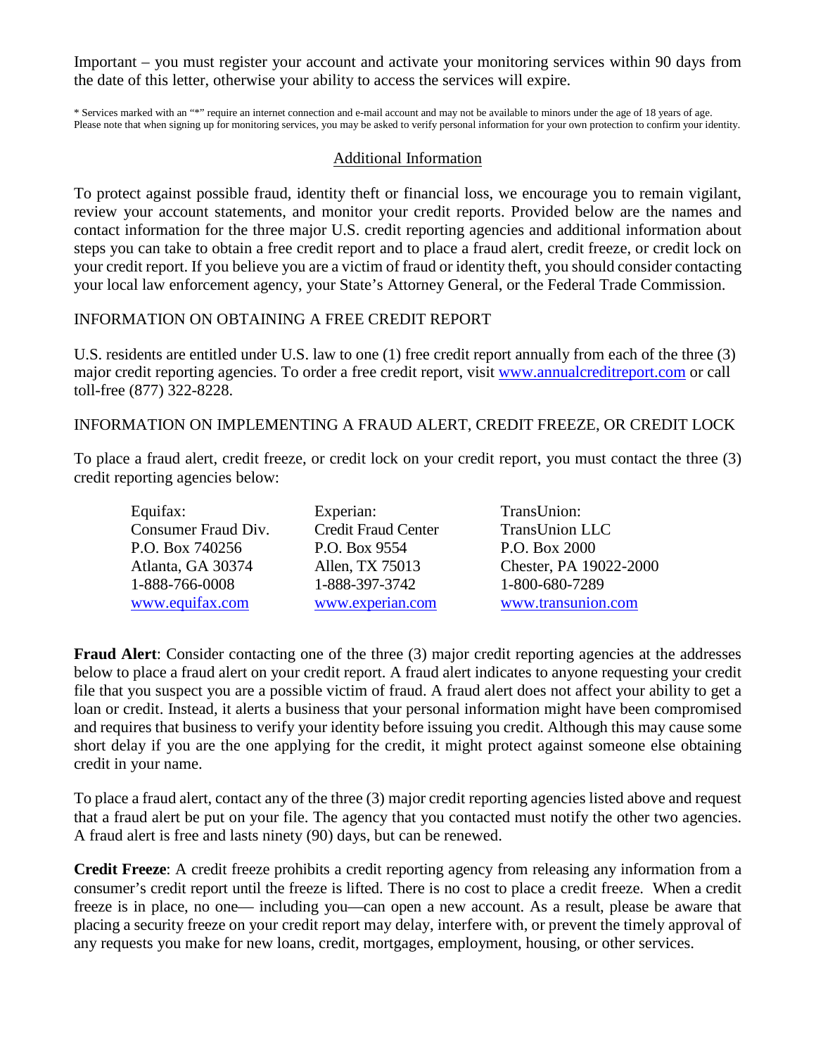Important – you must register your account and activate your monitoring services within 90 days from the date of this letter, otherwise your ability to access the services will expire.

* Services marked with an "*" require an internet connection and e-mail account and may not be available to minors under the age of 18 years of age. Please note that when signing up for monitoring services, you may be asked to verify personal information for your own protection to confirm your identity.

## Additional Information

To protect against possible fraud, identity theft or financial loss, we encourage you to remain vigilant, review your account statements, and monitor your credit reports. Provided below are the names and contact information for the three major U.S. credit reporting agencies and additional information about steps you can take to obtain a free credit report and to place a fraud alert, credit freeze, or credit lock on your credit report. If you believe you are a victim of fraud or identity theft, you should consider contacting your local law enforcement agency, your State's Attorney General, or the Federal Trade Commission.

### INFORMATION ON OBTAINING A FREE CREDIT REPORT

U.S. residents are entitled under U.S. law to one (1) free credit report annually from each of the three (3) major credit reporting agencies. To order a free credit report, visit www.annualcreditreport.com or call toll-free (877) 322-8228.

### INFORMATION ON IMPLEMENTING A FRAUD ALERT, CREDIT FREEZE, OR CREDIT LOCK

To place a fraud alert, credit freeze, or credit lock on your credit report, you must contact the three (3) credit reporting agencies below:

| | | |
|---|---|---|
| Equifax: | Experian: | TransUnion: |
| Consumer Fraud Div. | Credit Fraud Center | TransUnion LLC |
| P.O. Box 740256 | P.O. Box 9554 | P.O. Box 2000 |
| Atlanta, GA 30374 | Allen, TX 75013 | Chester, PA 19022-2000 |
| 1-888-766-0008 | 1-888-397-3742 | 1-800-680-7289 |
| www.equifax.com | www.experian.com | www.transunion.com |

**Fraud Alert**: Consider contacting one of the three (3) major credit reporting agencies at the addresses below to place a fraud alert on your credit report. A fraud alert indicates to anyone requesting your credit file that you suspect you are a possible victim of fraud. A fraud alert does not affect your ability to get a loan or credit. Instead, it alerts a business that your personal information might have been compromised and requires that business to verify your identity before issuing you credit. Although this may cause some short delay if you are the one applying for the credit, it might protect against someone else obtaining credit in your name.

To place a fraud alert, contact any of the three (3) major credit reporting agencies listed above and request that a fraud alert be put on your file. The agency that you contacted must notify the other two agencies. A fraud alert is free and lasts ninety (90) days, but can be renewed.

**Credit Freeze**: A credit freeze prohibits a credit reporting agency from releasing any information from a consumer's credit report until the freeze is lifted. There is no cost to place a credit freeze. When a credit freeze is in place, no one— including you—can open a new account. As a result, please be aware that placing a security freeze on your credit report may delay, interfere with, or prevent the timely approval of any requests you make for new loans, credit, mortgages, employment, housing, or other services.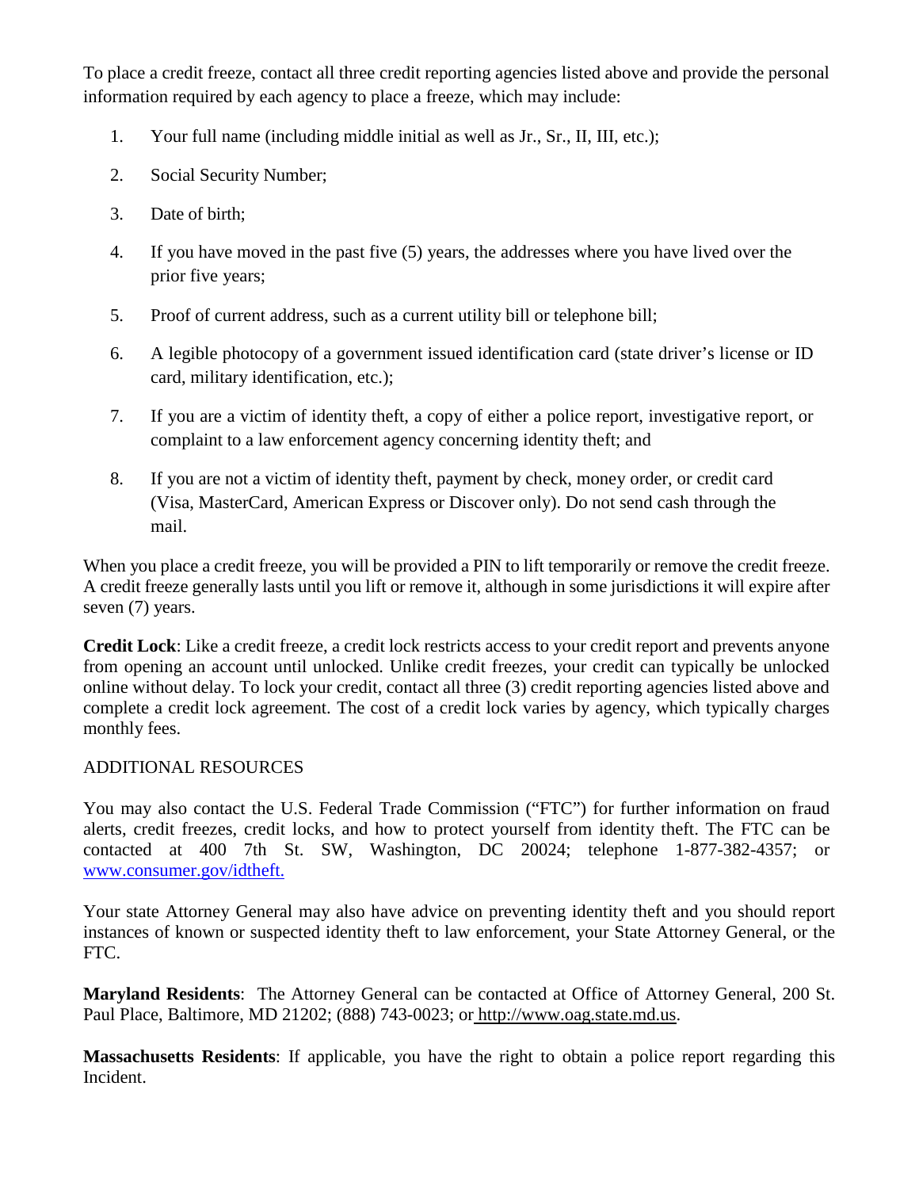To place a credit freeze, contact all three credit reporting agencies listed above and provide the personal information required by each agency to place a freeze, which may include:

1. Your full name (including middle initial as well as Jr., Sr., II, III, etc.);
2. Social Security Number;
3. Date of birth;
4. If you have moved in the past five (5) years, the addresses where you have lived over the prior five years;
5. Proof of current address, such as a current utility bill or telephone bill;
6. A legible photocopy of a government issued identification card (state driver's license or ID card, military identification, etc.);
7. If you are a victim of identity theft, a copy of either a police report, investigative report, or complaint to a law enforcement agency concerning identity theft; and
8. If you are not a victim of identity theft, payment by check, money order, or credit card (Visa, MasterCard, American Express or Discover only). Do not send cash through the mail.

When you place a credit freeze, you will be provided a PIN to lift temporarily or remove the credit freeze. A credit freeze generally lasts until you lift or remove it, although in some jurisdictions it will expire after seven (7) years.

**Credit Lock**: Like a credit freeze, a credit lock restricts access to your credit report and prevents anyone from opening an account until unlocked. Unlike credit freezes, your credit can typically be unlocked online without delay. To lock your credit, contact all three (3) credit reporting agencies listed above and complete a credit lock agreement. The cost of a credit lock varies by agency, which typically charges monthly fees.

ADDITIONAL RESOURCES

You may also contact the U.S. Federal Trade Commission ("FTC") for further information on fraud alerts, credit freezes, credit locks, and how to protect yourself from identity theft. The FTC can be contacted at 400 7th St. SW, Washington, DC 20024; telephone 1-877-382-4357; or www.consumer.gov/idtheft.

Your state Attorney General may also have advice on preventing identity theft and you should report instances of known or suspected identity theft to law enforcement, your State Attorney General, or the FTC.

**Maryland Residents**: The Attorney General can be contacted at Office of Attorney General, 200 St. Paul Place, Baltimore, MD 21202; (888) 743-0023; or http://www.oag.state.md.us.

**Massachusetts Residents**: If applicable, you have the right to obtain a police report regarding this Incident.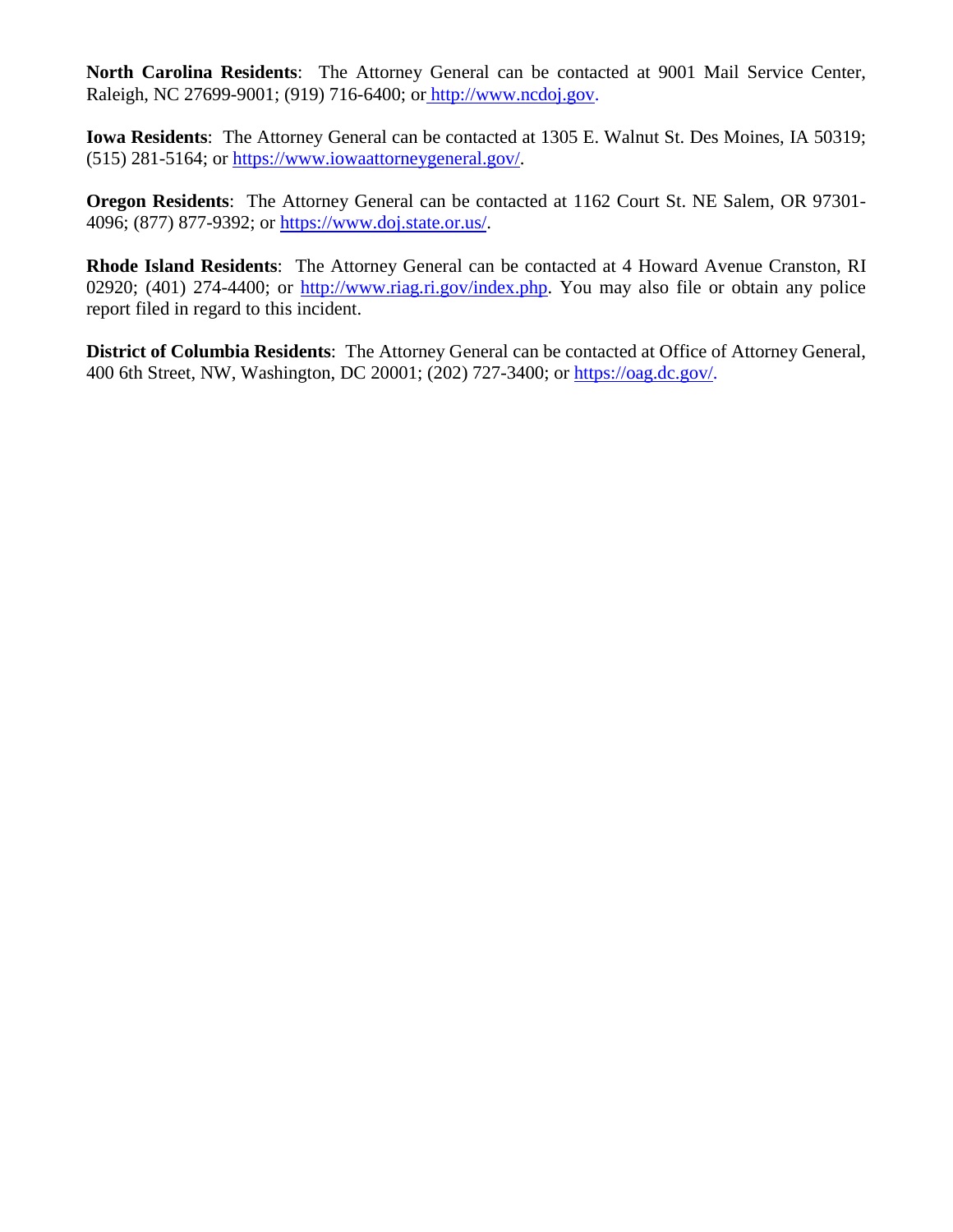**North Carolina Residents**: The Attorney General can be contacted at 9001 Mail Service Center, Raleigh, NC 27699-9001; (919) 716-6400; or http://www.ncdoj.gov.

**Iowa Residents**: The Attorney General can be contacted at 1305 E. Walnut St. Des Moines, IA 50319; (515) 281-5164; or https://www.iowaattorneygeneral.gov/.

**Oregon Residents**: The Attorney General can be contacted at 1162 Court St. NE Salem, OR 97301-4096; (877) 877-9392; or https://www.doj.state.or.us/.

**Rhode Island Residents**: The Attorney General can be contacted at 4 Howard Avenue Cranston, RI 02920; (401) 274-4400; or http://www.riag.ri.gov/index.php. You may also file or obtain any police report filed in regard to this incident.

**District of Columbia Residents**: The Attorney General can be contacted at Office of Attorney General, 400 6th Street, NW, Washington, DC 20001; (202) 727-3400; or https://oag.dc.gov/.